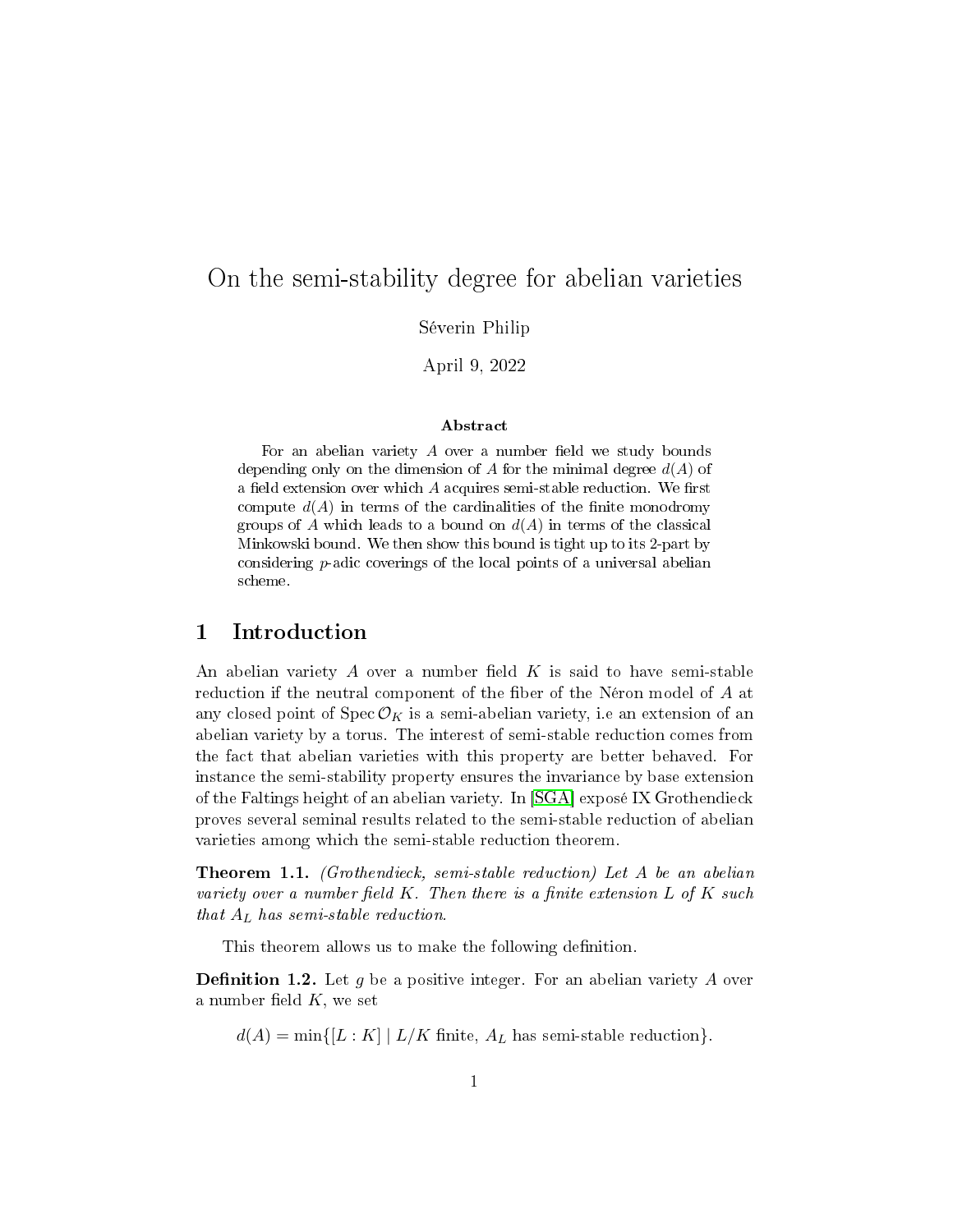# On the semi-stability degree for abelian varieties

Séverin Philip

April 9, 2022

### Abstract

For an abelian variety $A$ over a number field we study bounds depending only on the dimension of $A$ for the minimal degree $d(A)$ of a field extension over which $A$ acquires semi-stable reduction. We first compute $d(A)$ in terms of the cardinalities of the finite monodromy groups of $A$ which leads to a bound on $d(A)$ in terms of the classical Minkowski bound. We then show this bound is tight up to its 2-part by considering $p$-adic coverings of the local points of a universal abelian scheme.

## 1 Introduction

An abelian variety $A$ over a number field $K$ is said to have semi-stable reduction if the neutral component of the fiber of the Néron model of $A$ at any closed point of $\operatorname{Spec} \mathcal{O}_K$ is a semi-abelian variety, i.e an extension of an abelian variety by a torus. The interest of semi-stable reduction comes from the fact that abelian varieties with this property are better behaved. For instance the semi-stability property ensures the invariance by base extension of the Faltings height of an abelian variety. In [SGA] exposé IX Grothendieck proves several seminal results related to the semi-stable reduction of abelian varieties among which the semi-stable reduction theorem.

**Theorem 1.1.** *(Grothendieck, semi-stable reduction) Let $A$ be an abelian variety over a number field $K$. Then there is a finite extension $L$ of $K$ such that $A_L$ has semi-stable reduction.*

This theorem allows us to make the following definition.

**Definition 1.2.** Let $g$ be a positive integer. For an abelian variety $A$ over a number field $K$, we set

$$d(A) = \min\{[L : K] \mid L/K \text{ finite, } A_L \text{ has semi-stable reduction}\}.$$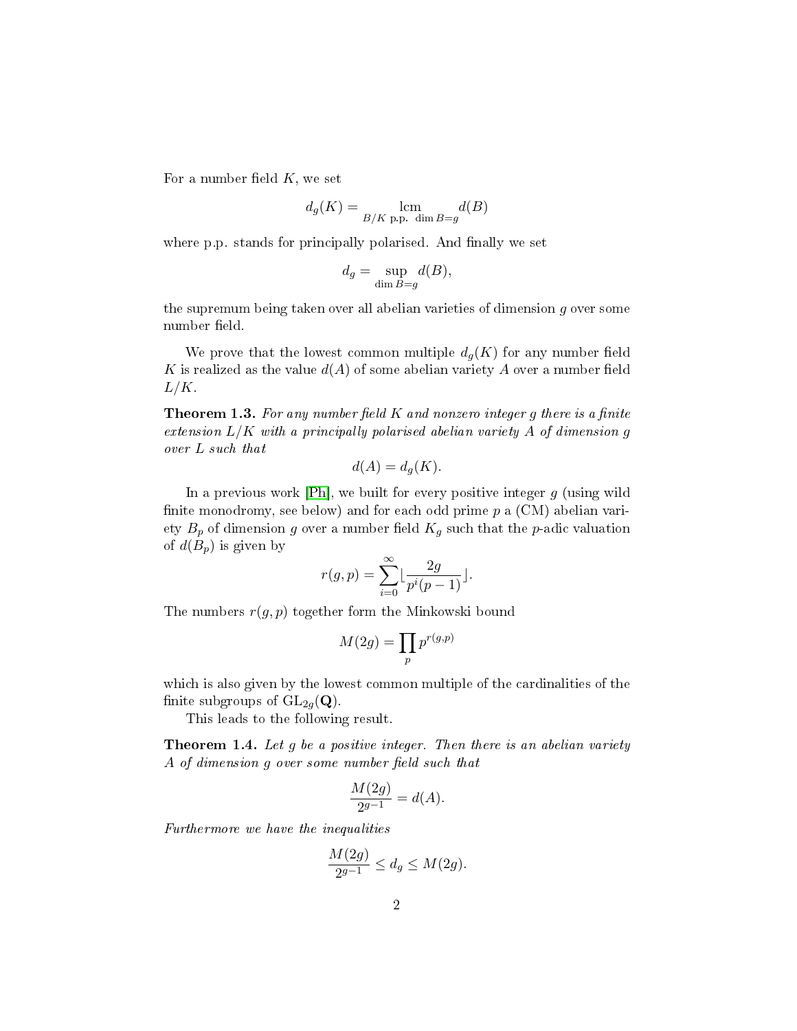For a number field $K$, we set

$$d_g(K) = \underset{B/K \text{ p.p. } \dim B = g}{\operatorname{lcm}} d(B)$$

where p.p. stands for principally polarised. And finally we set

$$d_g = \sup_{\dim B = g} d(B),$$

the supremum being taken over all abelian varieties of dimension $g$ over some number field.

We prove that the lowest common multiple $d_g(K)$ for any number field $K$ is realized as the value $d(A)$ of some abelian variety $A$ over a number field $L/K$.

**Theorem 1.3.** *For any number field $K$ and nonzero integer $g$ there is a finite extension $L/K$ with a principally polarised abelian variety $A$ of dimension $g$ over $L$ such that*

$$d(A) = d_g(K).$$

In a previous work [Ph], we built for every positive integer $g$ (using wild finite monodromy, see below) and for each odd prime $p$ a (CM) abelian variety $B_p$ of dimension $g$ over a number field $K_g$ such that the $p$-adic valuation of $d(B_p)$ is given by

$$r(g,p) = \sum_{i=0}^{\infty} \lfloor \frac{2g}{p^i(p-1)} \rfloor.$$

The numbers $r(g,p)$ together form the Minkowski bound

$$M(2g) = \prod_p p^{r(g,p)}$$

which is also given by the lowest common multiple of the cardinalities of the finite subgroups of $\mathrm{GL}_{2g}(\mathbf{Q})$.

This leads to the following result.

**Theorem 1.4.** *Let $g$ be a positive integer. Then there is an abelian variety $A$ of dimension $g$ over some number field such that*

$$\frac{M(2g)}{2^{g-1}} = d(A).$$

*Furthermore we have the inequalities*

$$\frac{M(2g)}{2^{g-1}} \leq d_g \leq M(2g).$$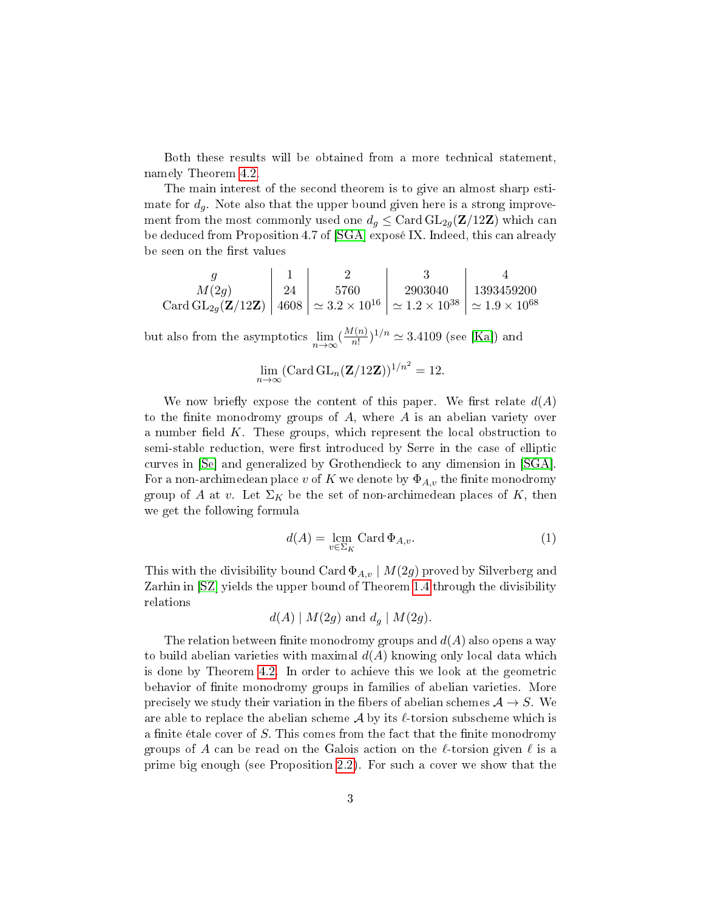Both these results will be obtained from a more technical statement, namely Theorem 4.2.

The main interest of the second theorem is to give an almost sharp estimate for $d_g$. Note also that the upper bound given here is a strong improvement from the most commonly used one $d_g \leq \operatorname{Card} \mathrm{GL}_{2g}(\mathbf{Z}/12\mathbf{Z})$ which can be deduced from Proposition 4.7 of [SGA] exposé IX. Indeed, this can already be seen on the first values

| $g$ | 1 | 2 | 3 | 4 |
|---|---|---|---|---|
| $M(2g)$ | 24 | 5760 | 2903040 | 1393459200 |
| $\operatorname{Card} \mathrm{GL}_{2g}(\mathbf{Z}/12\mathbf{Z})$ | 4608 | $\simeq 3.2 \times 10^{16}$ | $\simeq 1.2 \times 10^{38}$ | $\simeq 1.9 \times 10^{68}$ |

but also from the asymptotics $\lim_{n\to\infty} (\frac{M(n)}{n!})^{1/n} \simeq 3.4109$ (see [Ka]) and

$$\lim_{n\to\infty} (\operatorname{Card} \mathrm{GL}_n(\mathbf{Z}/12\mathbf{Z}))^{1/n^2} = 12.$$

We now briefly expose the content of this paper. We first relate $d(A)$ to the finite monodromy groups of $A$, where $A$ is an abelian variety over a number field $K$. These groups, which represent the local obstruction to semi-stable reduction, were first introduced by Serre in the case of elliptic curves in [Se] and generalized by Grothendieck to any dimension in [SGA]. For a non-archimedean place $v$ of $K$ we denote by $\Phi_{A,v}$ the finite monodromy group of $A$ at $v$. Let $\Sigma_K$ be the set of non-archimedean places of $K$, then we get the following formula

$$d(A) = \operatorname*{lcm}_{v\in\Sigma_K} \operatorname{Card} \Phi_{A,v}. \tag{1}$$

This with the divisibility bound $\operatorname{Card} \Phi_{A,v} \mid M(2g)$ proved by Silverberg and Zarhin in [SZ] yields the upper bound of Theorem 1.4 through the divisibility relations

$$d(A) \mid M(2g) \text{ and } d_g \mid M(2g).$$

The relation between finite monodromy groups and $d(A)$ also opens a way to build abelian varieties with maximal $d(A)$ knowing only local data which is done by Theorem 4.2. In order to achieve this we look at the geometric behavior of finite monodromy groups in families of abelian varieties. More precisely we study their variation in the fibers of abelian schemes $\mathcal{A} \to S$. We are able to replace the abelian scheme $\mathcal{A}$ by its $\ell$-torsion subscheme which is a finite étale cover of $S$. This comes from the fact that the finite monodromy groups of $A$ can be read on the Galois action on the $\ell$-torsion given $\ell$ is a prime big enough (see Proposition 2.2). For such a cover we show that the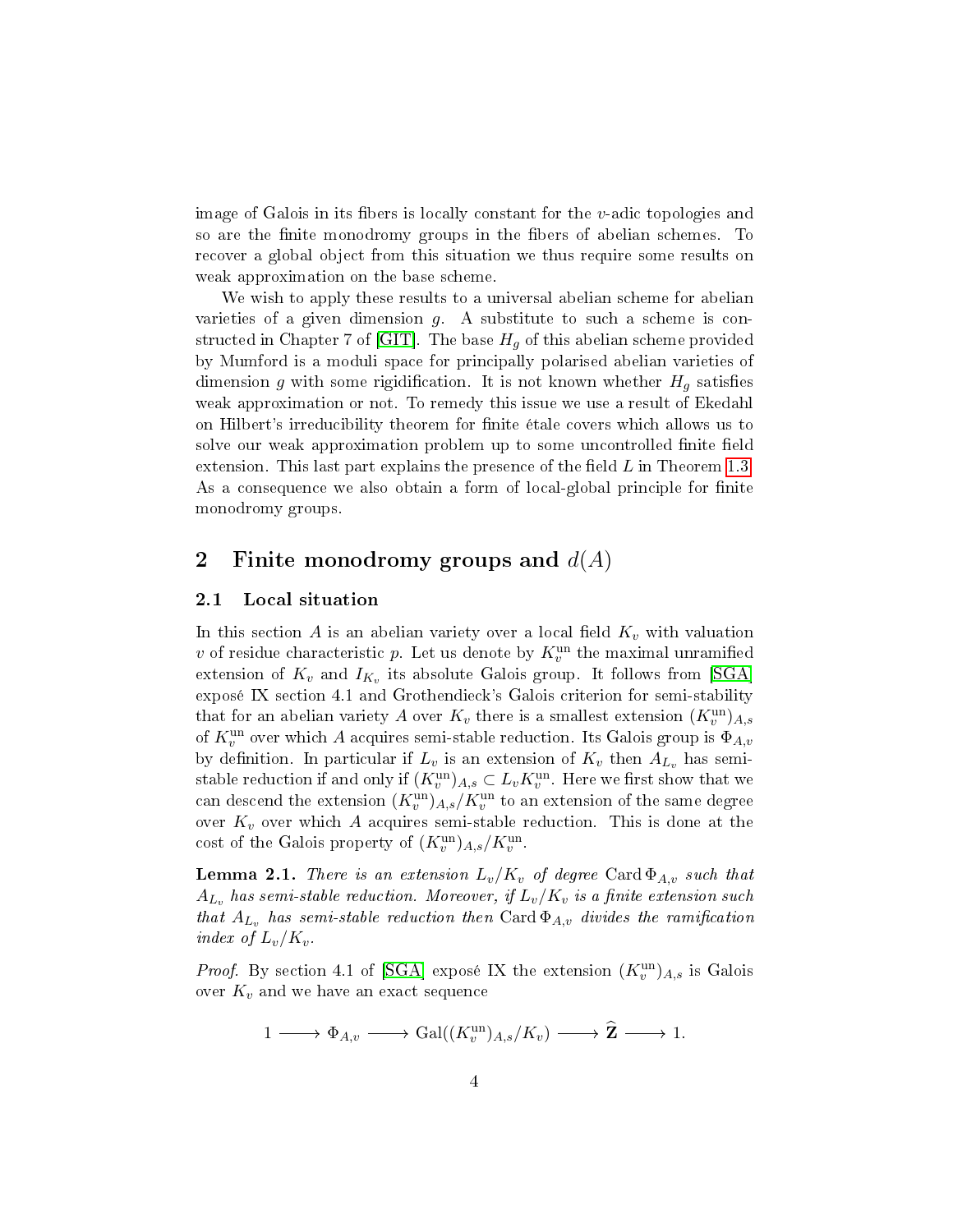image of Galois in its fibers is locally constant for the $v$-adic topologies and so are the finite monodromy groups in the fibers of abelian schemes. To recover a global object from this situation we thus require some results on weak approximation on the base scheme.

We wish to apply these results to a universal abelian scheme for abelian varieties of a given dimension $g$. A substitute to such a scheme is constructed in Chapter 7 of [GIT]. The base $H_g$ of this abelian scheme provided by Mumford is a moduli space for principally polarised abelian varieties of dimension $g$ with some rigidification. It is not known whether $H_g$ satisfies weak approximation or not. To remedy this issue we use a result of Ekedahl on Hilbert's irreducibility theorem for finite étale covers which allows us to solve our weak approximation problem up to some uncontrolled finite field extension. This last part explains the presence of the field $L$ in Theorem 1.3. As a consequence we also obtain a form of local-global principle for finite monodromy groups.

## 2 Finite monodromy groups and $d(A)$

### 2.1 Local situation

In this section $A$ is an abelian variety over a local field $K_v$ with valuation $v$ of residue characteristic $p$. Let us denote by $K_v^{\mathrm{un}}$ the maximal unramified extension of $K_v$ and $I_{K_v}$ its absolute Galois group. It follows from [SGA] exposé IX section 4.1 and Grothendieck's Galois criterion for semi-stability that for an abelian variety $A$ over $K_v$ there is a smallest extension $(K_v^{\mathrm{un}})_{A,s}$ of $K_v^{\mathrm{un}}$ over which $A$ acquires semi-stable reduction. Its Galois group is $\Phi_{A,v}$ by definition. In particular if $L_v$ is an extension of $K_v$ then $A_{L_v}$ has semi-stable reduction if and only if $(K_v^{\mathrm{un}})_{A,s} \subset L_v K_v^{\mathrm{un}}$. Here we first show that we can descend the extension $(K_v^{\mathrm{un}})_{A,s}/K_v^{\mathrm{un}}$ to an extension of the same degree over $K_v$ over which $A$ acquires semi-stable reduction. This is done at the cost of the Galois property of $(K_v^{\mathrm{un}})_{A,s}/K_v^{\mathrm{un}}$.

**Lemma 2.1.** *There is an extension $L_v/K_v$ of degree $\operatorname{Card}\Phi_{A,v}$ such that $A_{L_v}$ has semi-stable reduction. Moreover, if $L_v/K_v$ is a finite extension such that $A_{L_v}$ has semi-stable reduction then $\operatorname{Card}\Phi_{A,v}$ divides the ramification index of $L_v/K_v$.*

*Proof.* By section 4.1 of [SGA] exposé IX the extension $(K_v^{\mathrm{un}})_{A,s}$ is Galois over $K_v$ and we have an exact sequence

$$1 \longrightarrow \Phi_{A,v} \longrightarrow \operatorname{Gal}((K_v^{\mathrm{un}})_{A,s}/K_v) \longrightarrow \widehat{\mathbf{Z}} \longrightarrow 1.$$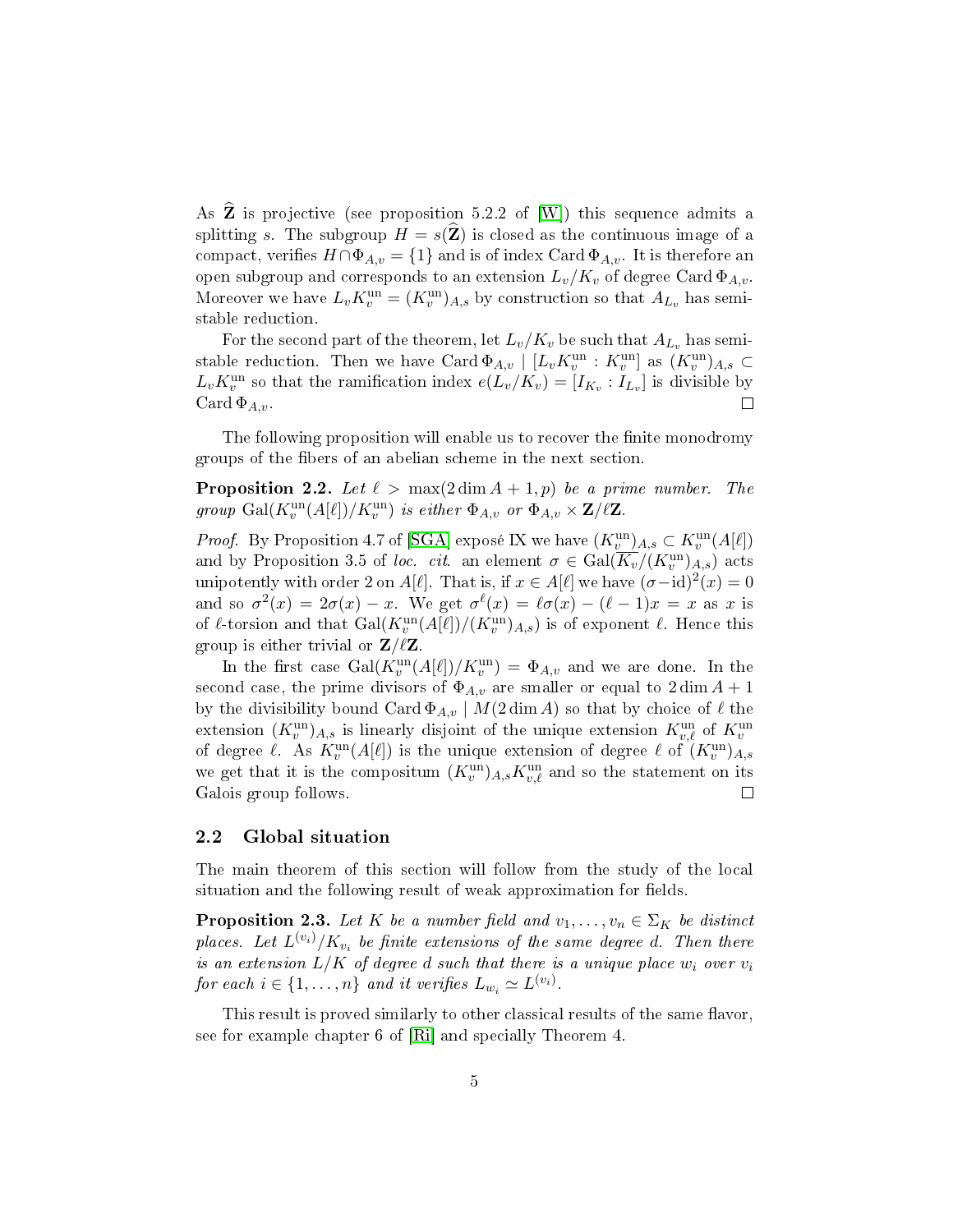As $\widehat{\mathbf{Z}}$ is projective (see proposition 5.2.2 of [W]) this sequence admits a splitting $s$. The subgroup $H = s(\widehat{\mathbf{Z}})$ is closed as the continuous image of a compact, verifies $H \cap \Phi_{A,v} = \{1\}$ and is of index $\operatorname{Card} \Phi_{A,v}$. It is therefore an open subgroup and corresponds to an extension $L_v/K_v$ of degree $\operatorname{Card} \Phi_{A,v}$. Moreover we have $L_v K_v^{\mathrm{un}} = (K_v^{\mathrm{un}})_{A,s}$ by construction so that $A_{L_v}$ has semi-stable reduction.

For the second part of the theorem, let $L_v/K_v$ be such that $A_{L_v}$ has semi-stable reduction. Then we have $\operatorname{Card} \Phi_{A,v} \mid [L_v K_v^{\mathrm{un}} : K_v^{\mathrm{un}}]$ as $(K_v^{\mathrm{un}})_{A,s} \subset L_v K_v^{\mathrm{un}}$ so that the ramification index $e(L_v/K_v) = [I_{K_v} : I_{L_v}]$ is divisible by $\operatorname{Card} \Phi_{A,v}$. $\square$

The following proposition will enable us to recover the finite monodromy groups of the fibers of an abelian scheme in the next section.

**Proposition 2.2.** *Let $\ell > \max(2 \dim A + 1, p)$ be a prime number. The group $\operatorname{Gal}(K_v^{\mathrm{un}}(A[\ell])/K_v^{\mathrm{un}})$ is either $\Phi_{A,v}$ or $\Phi_{A,v} \times \mathbf{Z}/\ell\mathbf{Z}$.*

*Proof.* By Proposition 4.7 of [SGA] exposé IX we have $(K_v^{\mathrm{un}})_{A,s} \subset K_v^{\mathrm{un}}(A[\ell])$ and by Proposition 3.5 of *loc. cit.* an element $\sigma \in \operatorname{Gal}(\overline{K_v}/(K_v^{\mathrm{un}})_{A,s})$ acts unipotently with order 2 on $A[\ell]$. That is, if $x \in A[\ell]$ we have $(\sigma - \mathrm{id})^2(x) = 0$ and so $\sigma^2(x) = 2\sigma(x) - x$. We get $\sigma^\ell(x) = \ell\sigma(x) - (\ell-1)x = x$ as $x$ is of $\ell$-torsion and that $\operatorname{Gal}(K_v^{\mathrm{un}}(A[\ell])/(K_v^{\mathrm{un}})_{A,s})$ is of exponent $\ell$. Hence this group is either trivial or $\mathbf{Z}/\ell\mathbf{Z}$.

In the first case $\operatorname{Gal}(K_v^{\mathrm{un}}(A[\ell])/K_v^{\mathrm{un}}) = \Phi_{A,v}$ and we are done. In the second case, the prime divisors of $\Phi_{A,v}$ are smaller or equal to $2 \dim A + 1$ by the divisibility bound $\operatorname{Card} \Phi_{A,v} \mid M(2 \dim A)$ so that by choice of $\ell$ the extension $(K_v^{\mathrm{un}})_{A,s}$ is linearly disjoint of the unique extension $K_{v,\ell}^{\mathrm{un}}$ of $K_v^{\mathrm{un}}$ of degree $\ell$. As $K_v^{\mathrm{un}}(A[\ell])$ is the unique extension of degree $\ell$ of $(K_v^{\mathrm{un}})_{A,s}$ we get that it is the compositum $(K_v^{\mathrm{un}})_{A,s} K_{v,\ell}^{\mathrm{un}}$ and so the statement on its Galois group follows. $\square$

## 2.2 Global situation

The main theorem of this section will follow from the study of the local situation and the following result of weak approximation for fields.

**Proposition 2.3.** *Let $K$ be a number field and $v_1, \ldots, v_n \in \Sigma_K$ be distinct places. Let $L^{(v_i)}/K_{v_i}$ be finite extensions of the same degree $d$. Then there is an extension $L/K$ of degree $d$ such that there is a unique place $w_i$ over $v_i$ for each $i \in \{1, \ldots, n\}$ and it verifies $L_{w_i} \simeq L^{(v_i)}$.*

This result is proved similarly to other classical results of the same flavor, see for example chapter 6 of [Ri] and specially Theorem 4.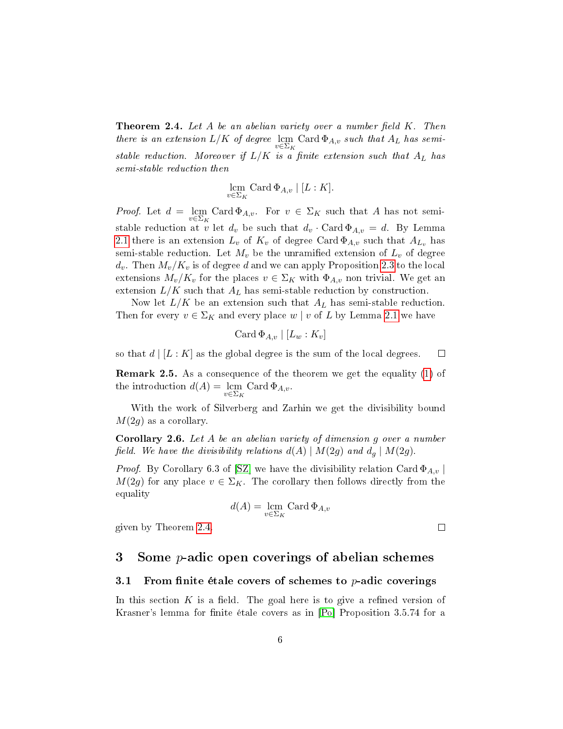**Theorem 2.4.** *Let $A$ be an abelian variety over a number field $K$. Then there is an extension $L/K$ of degree $\operatorname{lcm}_{v\in\Sigma_K} \operatorname{Card}\Phi_{A,v}$ such that $A_L$ has semi-stable reduction. Moreover if $L/K$ is a finite extension such that $A_L$ has semi-stable reduction then*

$$\operatorname*{lcm}_{v\in\Sigma_K} \operatorname{Card}\Phi_{A,v} \mid [L:K].$$

*Proof.* Let $d = \operatorname{lcm}_{v\in\Sigma_K} \operatorname{Card}\Phi_{A,v}$. For $v \in \Sigma_K$ such that $A$ has not semi-stable reduction at $v$ let $d_v$ be such that $d_v \cdot \operatorname{Card}\Phi_{A,v} = d$. By Lemma 2.1 there is an extension $L_v$ of $K_v$ of degree $\operatorname{Card}\Phi_{A,v}$ such that $A_{L_v}$ has semi-stable reduction. Let $M_v$ be the unramified extension of $L_v$ of degree $d_v$. Then $M_v/K_v$ is of degree $d$ and we can apply Proposition 2.3 to the local extensions $M_v/K_v$ for the places $v \in \Sigma_K$ with $\Phi_{A,v}$ non trivial. We get an extension $L/K$ such that $A_L$ has semi-stable reduction by construction.

Now let $L/K$ be an extension such that $A_L$ has semi-stable reduction. Then for every $v \in \Sigma_K$ and every place $w \mid v$ of $L$ by Lemma 2.1 we have

$$\operatorname{Card}\Phi_{A,v} \mid [L_w : K_v]$$

so that $d \mid [L:K]$ as the global degree is the sum of the local degrees. $\square$

**Remark 2.5.** As a consequence of the theorem we get the equality (1) of the introduction $d(A) = \operatorname{lcm}_{v\in\Sigma_K} \operatorname{Card}\Phi_{A,v}$.

With the work of Silverberg and Zarhin we get the divisibility bound $M(2g)$ as a corollary.

**Corollary 2.6.** *Let $A$ be an abelian variety of dimension $g$ over a number field. We have the divisibility relations $d(A) \mid M(2g)$ and $d_g \mid M(2g)$.*

*Proof.* By Corollary 6.3 of [SZ] we have the divisibility relation $\operatorname{Card}\Phi_{A,v} \mid M(2g)$ for any place $v \in \Sigma_K$. The corollary then follows directly from the equality

$$d(A) = \operatorname*{lcm}_{v\in\Sigma_K} \operatorname{Card}\Phi_{A,v}$$

given by Theorem 2.4. $\square$

## 3 Some $p$-adic open coverings of abelian schemes

### 3.1 From finite étale covers of schemes to $p$-adic coverings

In this section $K$ is a field. The goal here is to give a refined version of Krasner's lemma for finite étale covers as in [Po] Proposition 3.5.74 for a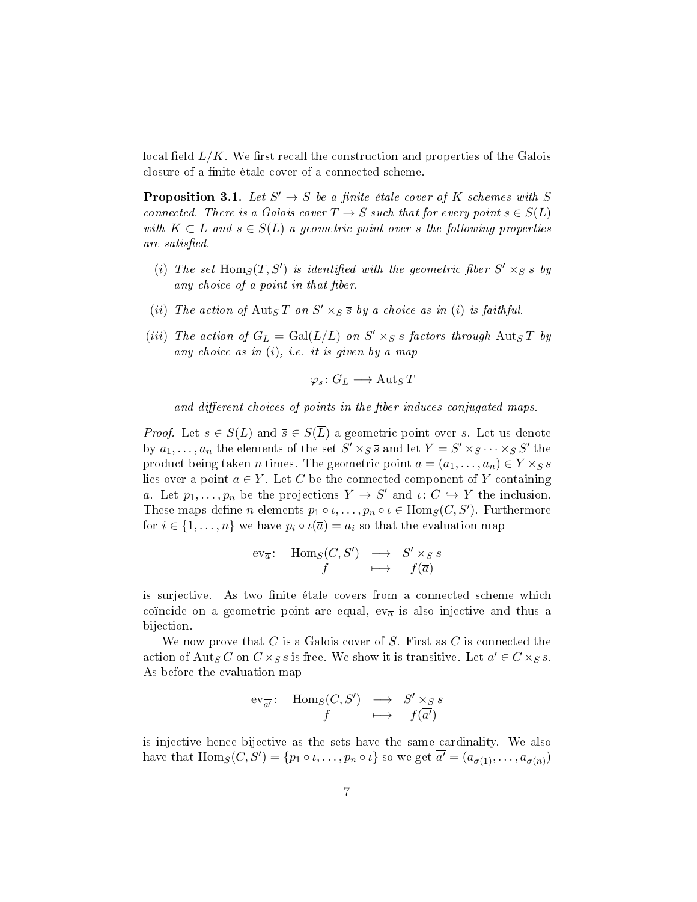local field $L/K$. We first recall the construction and properties of the Galois closure of a finite étale cover of a connected scheme.

**Proposition 3.1.** *Let $S' \to S$ be a finite étale cover of $K$-schemes with $S$ connected. There is a Galois cover $T \to S$ such that for every point $s \in S(L)$ with $K \subset L$ and $\overline{s} \in S(\overline{L})$ a geometric point over $s$ the following properties are satisfied.*

*(i) The set $\mathrm{Hom}_S(T, S')$ is identified with the geometric fiber $S' \times_S \overline{s}$ by any choice of a point in that fiber.*

*(ii) The action of $\mathrm{Aut}_S T$ on $S' \times_S \overline{s}$ by a choice as in (i) is faithful.*

*(iii) The action of $G_L = \mathrm{Gal}(\overline{L}/L)$ on $S' \times_S \overline{s}$ factors through $\mathrm{Aut}_S T$ by any choice as in (i), i.e. it is given by a map*

$$\varphi_s \colon G_L \longrightarrow \mathrm{Aut}_S T$$

*and different choices of points in the fiber induces conjugated maps.*

*Proof.* Let $s \in S(L)$ and $\overline{s} \in S(\overline{L})$ a geometric point over $s$. Let us denote by $a_1, \ldots, a_n$ the elements of the set $S' \times_S \overline{s}$ and let $Y = S' \times_S \cdots \times_S S'$ the product being taken $n$ times. The geometric point $\overline{a} = (a_1, \ldots, a_n) \in Y \times_S \overline{s}$ lies over a point $a \in Y$. Let $C$ be the connected component of $Y$ containing $a$. Let $p_1, \ldots, p_n$ be the projections $Y \to S'$ and $\iota \colon C \hookrightarrow Y$ the inclusion. These maps define $n$ elements $p_1 \circ \iota, \ldots, p_n \circ \iota \in \mathrm{Hom}_S(C, S')$. Furthermore for $i \in \{1, \ldots, n\}$ we have $p_i \circ \iota(\overline{a}) = a_i$ so that the evaluation map

$$\begin{array}{rccc} \mathrm{ev}_{\overline{a}} \colon & \mathrm{Hom}_S(C, S') & \longrightarrow & S' \times_S \overline{s} \\ & f & \longmapsto & f(\overline{a}) \end{array}$$

is surjective. As two finite étale covers from a connected scheme which coïncide on a geometric point are equal, $\mathrm{ev}_{\overline{a}}$ is also injective and thus a bijection.

We now prove that $C$ is a Galois cover of $S$. First as $C$ is connected the action of $\mathrm{Aut}_S C$ on $C \times_S \overline{s}$ is free. We show it is transitive. Let $\overline{a'} \in C \times_S \overline{s}$. As before the evaluation map

$$\begin{array}{rccc} \mathrm{ev}_{\overline{a'}} \colon & \mathrm{Hom}_S(C, S') & \longrightarrow & S' \times_S \overline{s} \\ & f & \longmapsto & f(\overline{a'}) \end{array}$$

is injective hence bijective as the sets have the same cardinality. We also have that $\mathrm{Hom}_S(C, S') = \{p_1 \circ \iota, \ldots, p_n \circ \iota\}$ so we get $\overline{a'} = (a_{\sigma(1)}, \ldots, a_{\sigma(n)})$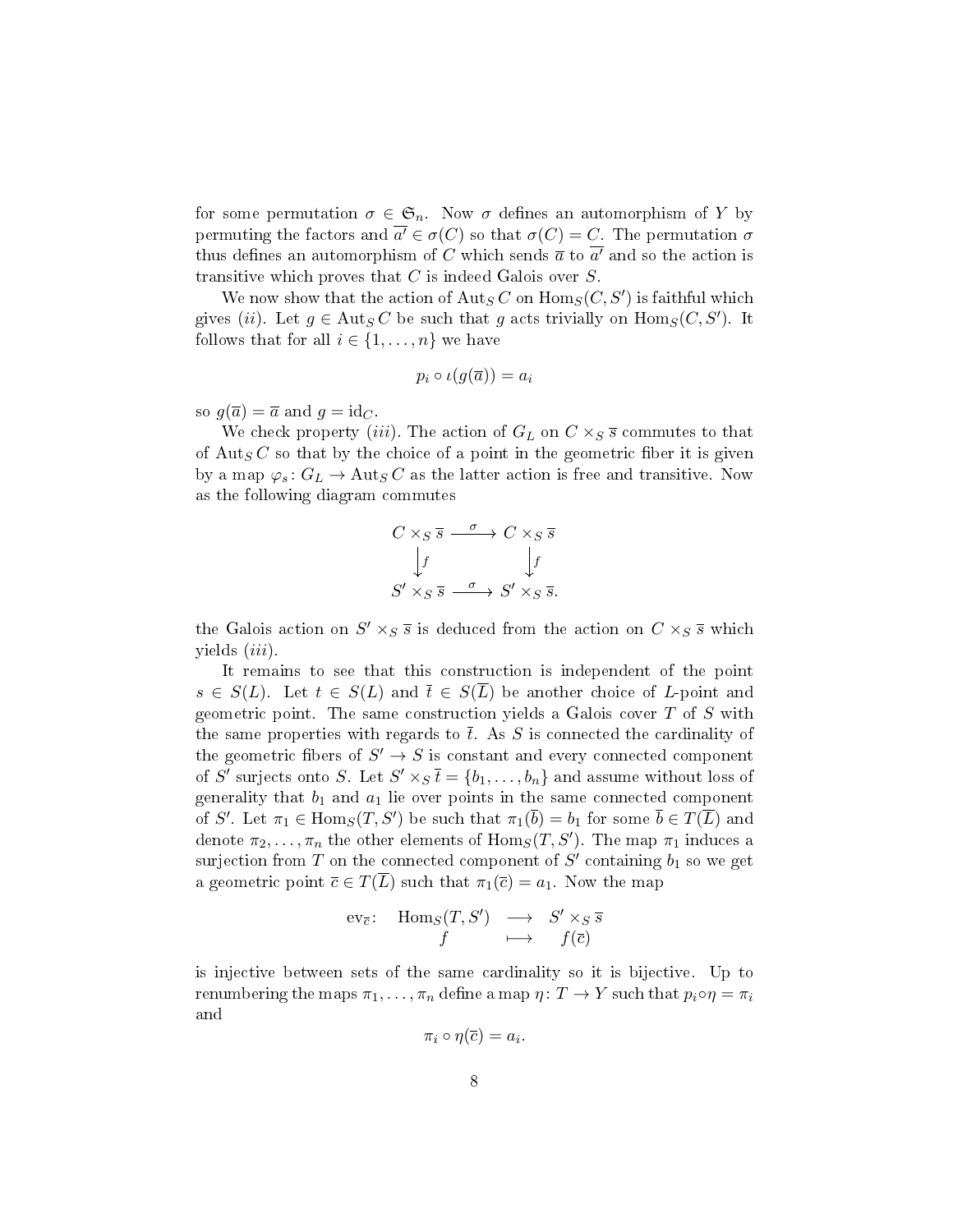for some permutation $\sigma \in \mathfrak{S}_n$. Now $\sigma$ defines an automorphism of $Y$ by permuting the factors and $\overline{a'} \in \sigma(C)$ so that $\sigma(C) = C$. The permutation $\sigma$ thus defines an automorphism of $C$ which sends $\overline{a}$ to $\overline{a'}$ and so the action is transitive which proves that $C$ is indeed Galois over $S$.

We now show that the action of $\operatorname{Aut}_S C$ on $\operatorname{Hom}_S(C, S')$ is faithful which gives $(ii)$. Let $g \in \operatorname{Aut}_S C$ be such that $g$ acts trivially on $\operatorname{Hom}_S(C, S')$. It follows that for all $i \in \{1, \ldots, n\}$ we have

$$p_i \circ \iota(g(\overline{a})) = a_i$$

so $g(\overline{a}) = \overline{a}$ and $g = \mathrm{id}_C$.

We check property $(iii)$. The action of $G_L$ on $C \times_S \overline{s}$ commutes to that of $\operatorname{Aut}_S C$ so that by the choice of a point in the geometric fiber it is given by a map $\varphi_s \colon G_L \to \operatorname{Aut}_S C$ as the latter action is free and transitive. Now as the following diagram commutes

$$\begin{array}{ccc}
C \times_S \overline{s} & \xrightarrow{\sigma} & C \times_S \overline{s} \\
\big\downarrow f & & \big\downarrow f \\
S' \times_S \overline{s} & \xrightarrow{\sigma} & S' \times_S \overline{s}.
\end{array}$$

the Galois action on $S' \times_S \overline{s}$ is deduced from the action on $C \times_S \overline{s}$ which yields $(iii)$.

It remains to see that this construction is independent of the point $s \in S(L)$. Let $t \in S(L)$ and $\overline{t} \in S(\overline{L})$ be another choice of $L$-point and geometric point. The same construction yields a Galois cover $T$ of $S$ with the same properties with regards to $\overline{t}$. As $S$ is connected the cardinality of the geometric fibers of $S' \to S$ is constant and every connected component of $S'$ surjects onto $S$. Let $S' \times_S \overline{t} = \{b_1, \ldots, b_n\}$ and assume without loss of generality that $b_1$ and $a_1$ lie over points in the same connected component of $S'$. Let $\pi_1 \in \operatorname{Hom}_S(T, S')$ be such that $\pi_1(\overline{b}) = b_1$ for some $\overline{b} \in T(\overline{L})$ and denote $\pi_2, \ldots, \pi_n$ the other elements of $\operatorname{Hom}_S(T, S')$. The map $\pi_1$ induces a surjection from $T$ on the connected component of $S'$ containing $b_1$ so we get a geometric point $\overline{c} \in T(\overline{L})$ such that $\pi_1(\overline{c}) = a_1$. Now the map

$$\begin{array}{cccc}
\mathrm{ev}_{\overline{c}}\colon & \operatorname{Hom}_S(T, S') & \longrightarrow & S' \times_S \overline{s} \\
& f & \longmapsto & f(\overline{c})
\end{array}$$

is injective between sets of the same cardinality so it is bijective. Up to renumbering the maps $\pi_1, \ldots, \pi_n$ define a map $\eta \colon T \to Y$ such that $p_i \circ \eta = \pi_i$ and

$$\pi_i \circ \eta(\overline{c}) = a_i.$$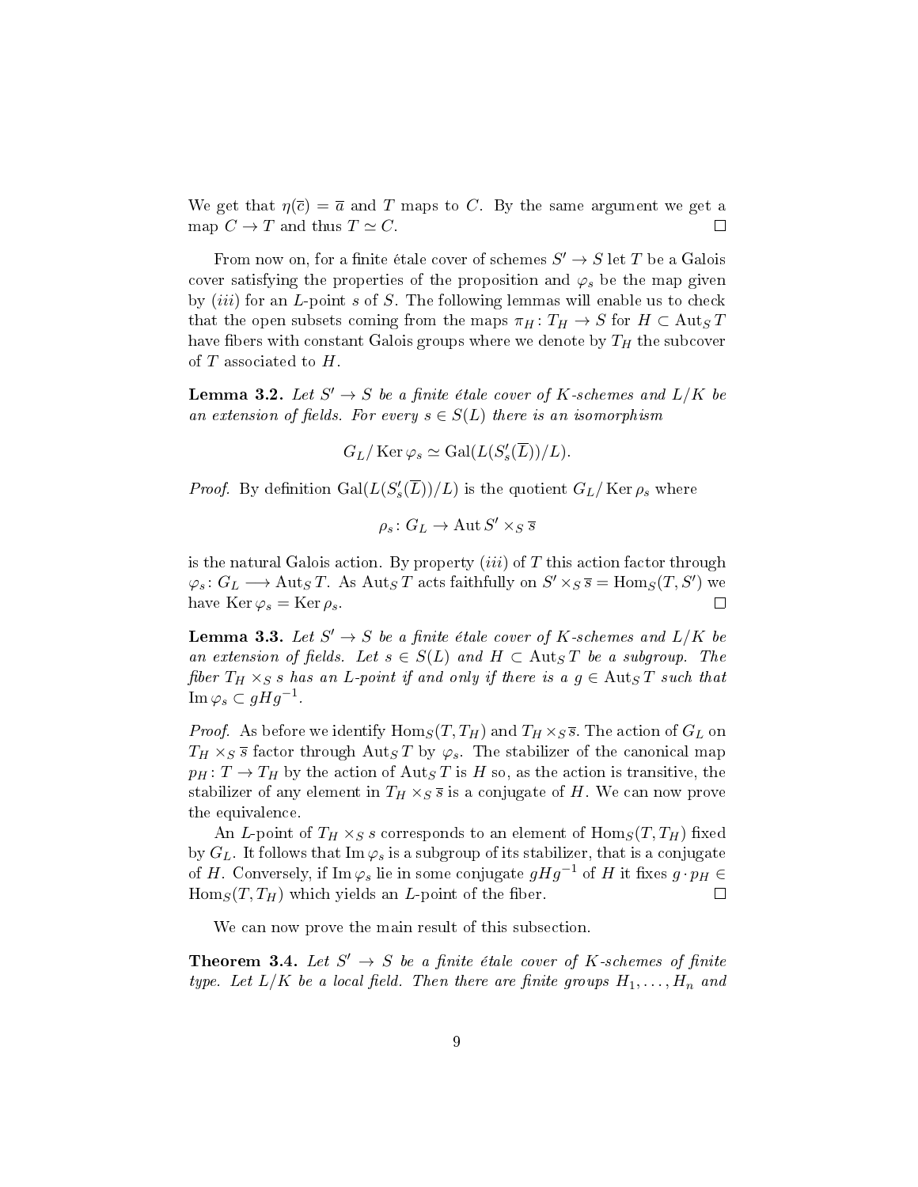We get that $\eta(\overline{c}) = \overline{a}$ and $T$ maps to $C$. By the same argument we get a map $C \to T$ and thus $T \simeq C$. □

From now on, for a finite étale cover of schemes $S' \to S$ let $T$ be a Galois cover satisfying the properties of the proposition and $\varphi_s$ be the map given by $(iii)$ for an $L$-point $s$ of $S$. The following lemmas will enable us to check that the open subsets coming from the maps $\pi_H \colon T_H \to S$ for $H \subset \operatorname{Aut}_S T$ have fibers with constant Galois groups where we denote by $T_H$ the subcover of $T$ associated to $H$.

**Lemma 3.2.** *Let $S' \to S$ be a finite étale cover of $K$-schemes and $L/K$ be an extension of fields. For every $s \in S(L)$ there is an isomorphism*

$$G_L / \operatorname{Ker} \varphi_s \simeq \operatorname{Gal}(L(S'_s(\overline{L}))/L).$$

*Proof.* By definition $\operatorname{Gal}(L(S'_s(\overline{L}))/L)$ is the quotient $G_L / \operatorname{Ker} \rho_s$ where

$$\rho_s \colon G_L \to \operatorname{Aut} S' \times_S \overline{s}$$

is the natural Galois action. By property $(iii)$ of $T$ this action factor through $\varphi_s \colon G_L \longrightarrow \operatorname{Aut}_S T$. As $\operatorname{Aut}_S T$ acts faithfully on $S' \times_S \overline{s} = \operatorname{Hom}_S(T, S')$ we have $\operatorname{Ker} \varphi_s = \operatorname{Ker} \rho_s$. □

**Lemma 3.3.** *Let $S' \to S$ be a finite étale cover of $K$-schemes and $L/K$ be an extension of fields. Let $s \in S(L)$ and $H \subset \operatorname{Aut}_S T$ be a subgroup. The fiber $T_H \times_S s$ has an $L$-point if and only if there is a $g \in \operatorname{Aut}_S T$ such that $\operatorname{Im} \varphi_s \subset gHg^{-1}$.*

*Proof.* As before we identify $\operatorname{Hom}_S(T, T_H)$ and $T_H \times_S \overline{s}$. The action of $G_L$ on $T_H \times_S \overline{s}$ factor through $\operatorname{Aut}_S T$ by $\varphi_s$. The stabilizer of the canonical map $p_H \colon T \to T_H$ by the action of $\operatorname{Aut}_S T$ is $H$ so, as the action is transitive, the stabilizer of any element in $T_H \times_S \overline{s}$ is a conjugate of $H$. We can now prove the equivalence.

An $L$-point of $T_H \times_S s$ corresponds to an element of $\operatorname{Hom}_S(T, T_H)$ fixed by $G_L$. It follows that $\operatorname{Im} \varphi_s$ is a subgroup of its stabilizer, that is a conjugate of $H$. Conversely, if $\operatorname{Im} \varphi_s$ lie in some conjugate $gHg^{-1}$ of $H$ it fixes $g \cdot p_H \in \operatorname{Hom}_S(T, T_H)$ which yields an $L$-point of the fiber. □

We can now prove the main result of this subsection.

**Theorem 3.4.** *Let $S' \to S$ be a finite étale cover of $K$-schemes of finite type. Let $L/K$ be a local field. Then there are finite groups $H_1, \ldots, H_n$ and*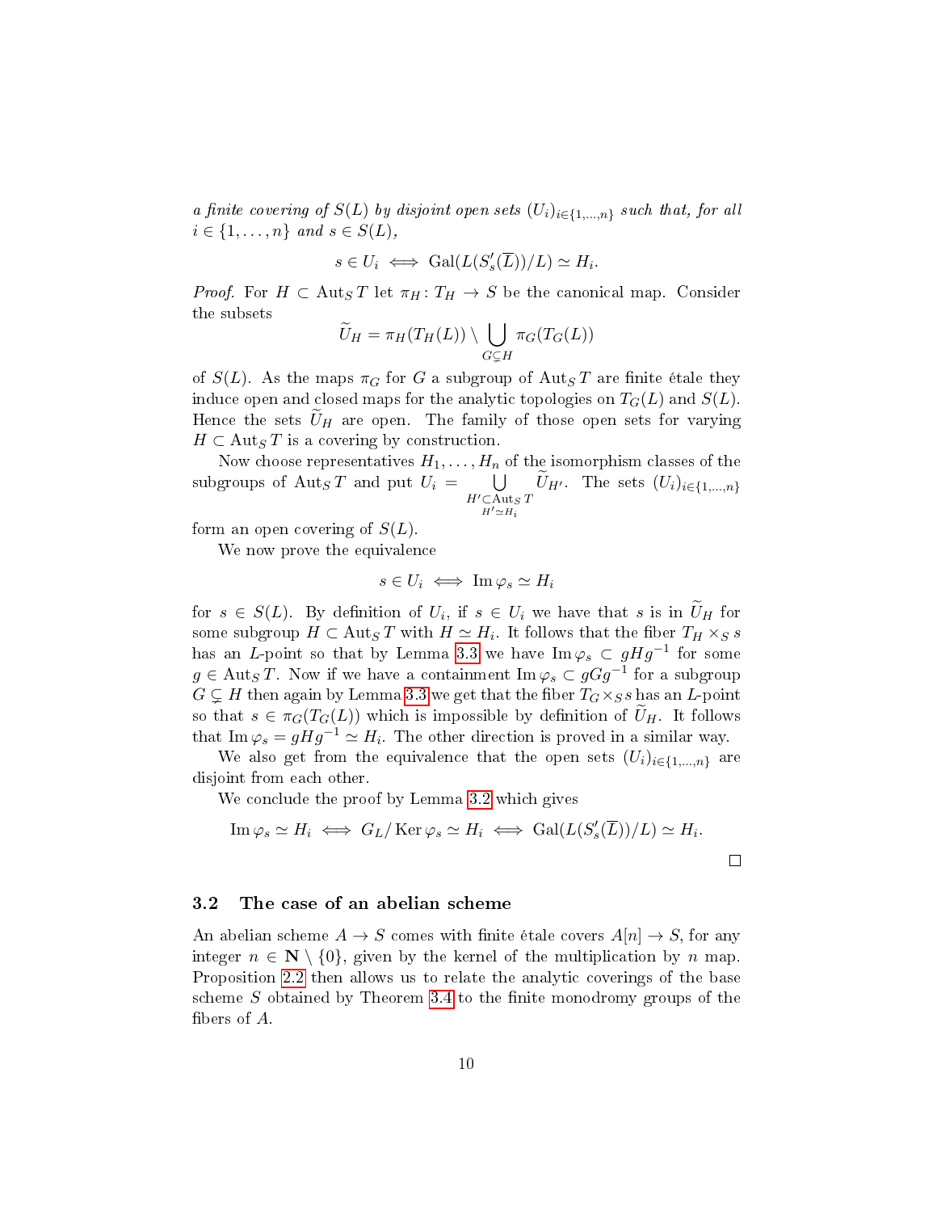*a finite covering of $S(L)$ by disjoint open sets $(U_i)_{i\in\{1,\dots,n\}}$ such that, for all $i \in \{1,\dots,n\}$ and $s \in S(L)$,*

$$s \in U_i \iff \mathrm{Gal}(L(S'_s(\overline{L}))/L) \simeq H_i.$$

*Proof.* For $H \subset \mathrm{Aut}_S T$ let $\pi_H : T_H \to S$ be the canonical map. Consider the subsets

$$\widetilde{U}_H = \pi_H(T_H(L)) \setminus \bigcup_{G \subsetneq H} \pi_G(T_G(L))$$

of $S(L)$. As the maps $\pi_G$ for $G$ a subgroup of $\mathrm{Aut}_S T$ are finite étale they induce open and closed maps for the analytic topologies on $T_G(L)$ and $S(L)$. Hence the sets $\widetilde{U}_H$ are open. The family of those open sets for varying $H \subset \mathrm{Aut}_S T$ is a covering by construction.

Now choose representatives $H_1, \dots, H_n$ of the isomorphism classes of the subgroups of $\mathrm{Aut}_S T$ and put $U_i = \bigcup_{\substack{H' \subset \mathrm{Aut}_S T \\ H' \simeq H_i}} \widetilde{U}_{H'}$. The sets $(U_i)_{i\in\{1,\dots,n\}}$ form an open covering of $S(L)$.

We now prove the equivalence

$$s \in U_i \iff \mathrm{Im}\,\varphi_s \simeq H_i$$

for $s \in S(L)$. By definition of $U_i$, if $s \in U_i$ we have that $s$ is in $\widetilde{U}_H$ for some subgroup $H \subset \mathrm{Aut}_S T$ with $H \simeq H_i$. It follows that the fiber $T_H \times_S s$ has an $L$-point so that by Lemma 3.3 we have $\mathrm{Im}\,\varphi_s \subset gHg^{-1}$ for some $g \in \mathrm{Aut}_S T$. Now if we have a containment $\mathrm{Im}\,\varphi_s \subset gGg^{-1}$ for a subgroup $G \subsetneq H$ then again by Lemma 3.3 we get that the fiber $T_G \times_S s$ has an $L$-point so that $s \in \pi_G(T_G(L))$ which is impossible by definition of $\widetilde{U}_H$. It follows that $\mathrm{Im}\,\varphi_s = gHg^{-1} \simeq H_i$. The other direction is proved in a similar way.

We also get from the equivalence that the open sets $(U_i)_{i\in\{1,\dots,n\}}$ are disjoint from each other.

We conclude the proof by Lemma 3.2 which gives

$$\mathrm{Im}\,\varphi_s \simeq H_i \iff G_L/\mathrm{Ker}\,\varphi_s \simeq H_i \iff \mathrm{Gal}(L(S'_s(\overline{L}))/L) \simeq H_i.$$

$\square$

### 3.2 The case of an abelian scheme

An abelian scheme $A \to S$ comes with finite étale covers $A[n] \to S$, for any integer $n \in \mathbf{N} \setminus \{0\}$, given by the kernel of the multiplication by $n$ map. Proposition 2.2 then allows us to relate the analytic coverings of the base scheme $S$ obtained by Theorem 3.4 to the finite monodromy groups of the fibers of $A$.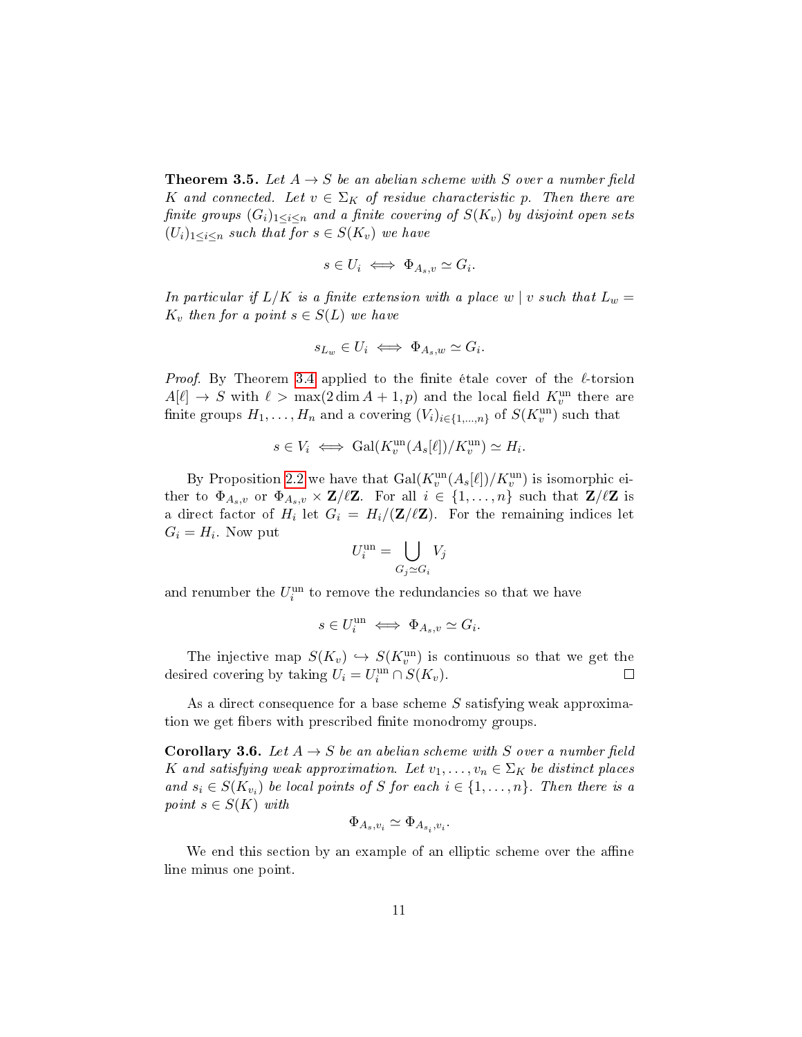**Theorem 3.5.** *Let $A \to S$ be an abelian scheme with $S$ over a number field $K$ and connected. Let $v \in \Sigma_K$ of residue characteristic $p$. Then there are finite groups $(G_i)_{1 \le i \le n}$ and a finite covering of $S(K_v)$ by disjoint open sets $(U_i)_{1 \le i \le n}$ such that for $s \in S(K_v)$ we have*

$$s \in U_i \iff \Phi_{A_s,v} \simeq G_i.$$

*In particular if $L/K$ is a finite extension with a place $w \mid v$ such that $L_w = K_v$ then for a point $s \in S(L)$ we have*

$$s_{L_w} \in U_i \iff \Phi_{A_s,w} \simeq G_i.$$

*Proof.* By Theorem 3.4 applied to the finite étale cover of the $\ell$-torsion $A[\ell] \to S$ with $\ell > \max(2 \dim A + 1, p)$ and the local field $K_v^{\mathrm{un}}$ there are finite groups $H_1, \ldots, H_n$ and a covering $(V_i)_{i \in \{1,\ldots,n\}}$ of $S(K_v^{\mathrm{un}})$ such that

$$s \in V_i \iff \mathrm{Gal}(K_v^{\mathrm{un}}(A_s[\ell])/K_v^{\mathrm{un}}) \simeq H_i.$$

By Proposition 2.2 we have that $\mathrm{Gal}(K_v^{\mathrm{un}}(A_s[\ell])/K_v^{\mathrm{un}})$ is isomorphic either to $\Phi_{A_s,v}$ or $\Phi_{A_s,v} \times \mathbf{Z}/\ell\mathbf{Z}$. For all $i \in \{1, \ldots, n\}$ such that $\mathbf{Z}/\ell\mathbf{Z}$ is a direct factor of $H_i$ let $G_i = H_i/(\mathbf{Z}/\ell\mathbf{Z})$. For the remaining indices let $G_i = H_i$. Now put

$$U_i^{\mathrm{un}} = \bigcup_{G_j \simeq G_i} V_j$$

and renumber the $U_i^{\mathrm{un}}$ to remove the redundancies so that we have

$$s \in U_i^{\mathrm{un}} \iff \Phi_{A_s,v} \simeq G_i.$$

The injective map $S(K_v) \hookrightarrow S(K_v^{\mathrm{un}})$ is continuous so that we get the desired covering by taking $U_i = U_i^{\mathrm{un}} \cap S(K_v)$. □

As a direct consequence for a base scheme $S$ satisfying weak approximation we get fibers with prescribed finite monodromy groups.

**Corollary 3.6.** *Let $A \to S$ be an abelian scheme with $S$ over a number field $K$ and satisfying weak approximation. Let $v_1, \ldots, v_n \in \Sigma_K$ be distinct places and $s_i \in S(K_{v_i})$ be local points of $S$ for each $i \in \{1, \ldots, n\}$. Then there is a point $s \in S(K)$ with*

$$\Phi_{A_s,v_i} \simeq \Phi_{A_{s_i},v_i}.$$

We end this section by an example of an elliptic scheme over the affine line minus one point.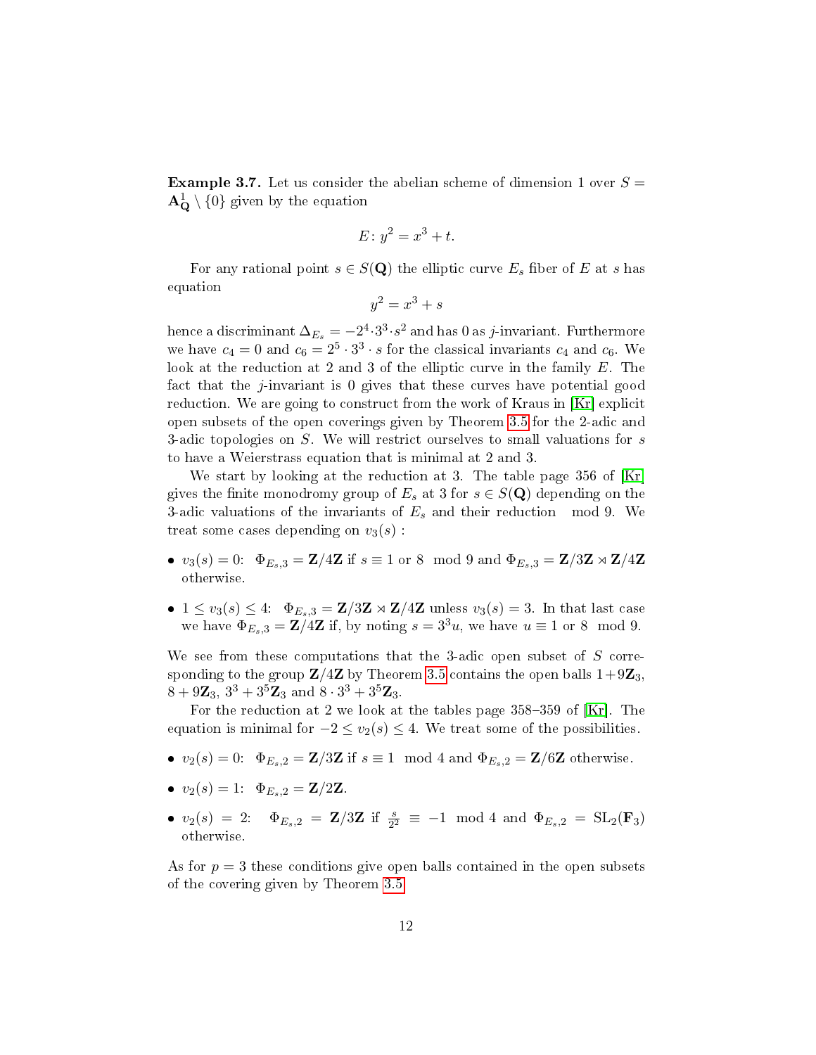**Example 3.7.** Let us consider the abelian scheme of dimension 1 over $S = \mathbf{A}^1_{\mathbf{Q}} \setminus \{0\}$ given by the equation

$$E \colon y^2 = x^3 + t.$$

For any rational point $s \in S(\mathbf{Q})$ the elliptic curve $E_s$ fiber of $E$ at $s$ has equation

$$y^2 = x^3 + s$$

hence a discriminant $\Delta_{E_s} = -2^4 \cdot 3^3 \cdot s^2$ and has 0 as $j$-invariant. Furthermore we have $c_4 = 0$ and $c_6 = 2^5 \cdot 3^3 \cdot s$ for the classical invariants $c_4$ and $c_6$. We look at the reduction at 2 and 3 of the elliptic curve in the family $E$. The fact that the $j$-invariant is 0 gives that these curves have potential good reduction. We are going to construct from the work of Kraus in [Kr] explicit open subsets of the open coverings given by Theorem 3.5 for the 2-adic and 3-adic topologies on $S$. We will restrict ourselves to small valuations for $s$ to have a Weierstrass equation that is minimal at 2 and 3.

We start by looking at the reduction at 3. The table page 356 of [Kr] gives the finite monodromy group of $E_s$ at 3 for $s \in S(\mathbf{Q})$ depending on the 3-adic valuations of the invariants of $E_s$ and their reduction mod 9. We treat some cases depending on $v_3(s)$ :

- $v_3(s) = 0$: $\Phi_{E_s,3} = \mathbf{Z}/4\mathbf{Z}$ if $s \equiv 1$ or $8 \mod 9$ and $\Phi_{E_s,3} = \mathbf{Z}/3\mathbf{Z} \rtimes \mathbf{Z}/4\mathbf{Z}$ otherwise.
- $1 \leq v_3(s) \leq 4$: $\Phi_{E_s,3} = \mathbf{Z}/3\mathbf{Z} \rtimes \mathbf{Z}/4\mathbf{Z}$ unless $v_3(s) = 3$. In that last case we have $\Phi_{E_s,3} = \mathbf{Z}/4\mathbf{Z}$ if, by noting $s = 3^3 u$, we have $u \equiv 1$ or $8 \mod 9$.

We see from these computations that the 3-adic open subset of $S$ corresponding to the group $\mathbf{Z}/4\mathbf{Z}$ by Theorem 3.5 contains the open balls $1 + 9\mathbf{Z}_3$, $8 + 9\mathbf{Z}_3$, $3^3 + 3^5\mathbf{Z}_3$ and $8 \cdot 3^3 + 3^5\mathbf{Z}_3$.

For the reduction at 2 we look at the tables page 358–359 of [Kr]. The equation is minimal for $-2 \leq v_2(s) \leq 4$. We treat some of the possibilities.

- $v_2(s) = 0$: $\Phi_{E_s,2} = \mathbf{Z}/3\mathbf{Z}$ if $s \equiv 1 \mod 4$ and $\Phi_{E_s,2} = \mathbf{Z}/6\mathbf{Z}$ otherwise.
- $v_2(s) = 1$: $\Phi_{E_s,2} = \mathbf{Z}/2\mathbf{Z}$.
- $v_2(s) = 2$: $\Phi_{E_s,2} = \mathbf{Z}/3\mathbf{Z}$ if $\frac{s}{2^2} \equiv -1 \mod 4$ and $\Phi_{E_s,2} = \mathrm{SL}_2(\mathbf{F}_3)$ otherwise.

As for $p = 3$ these conditions give open balls contained in the open subsets of the covering given by Theorem 3.5.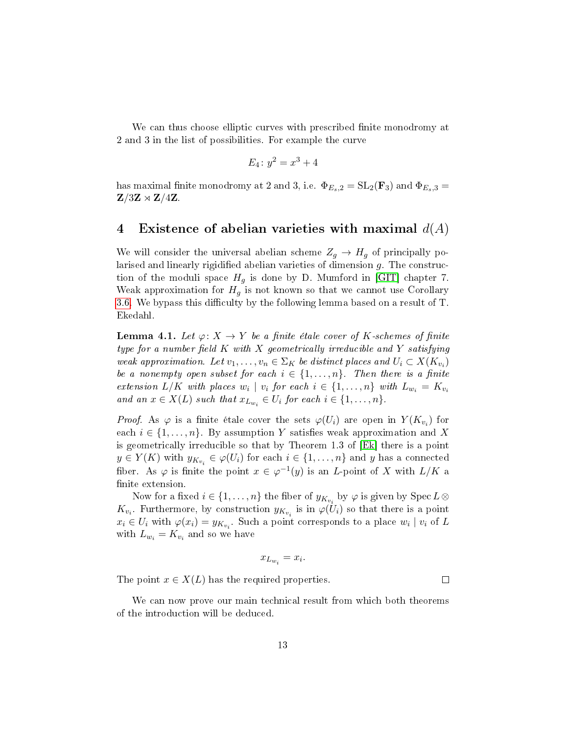We can thus choose elliptic curves with prescribed finite monodromy at 2 and 3 in the list of possibilities. For example the curve

$$E_4\colon y^2 = x^3 + 4$$

has maximal finite monodromy at 2 and 3, i.e. $\Phi_{E_s,2} = \mathrm{SL}_2(\mathbf{F}_3)$ and $\Phi_{E_s,3} = \mathbf{Z}/3\mathbf{Z} \rtimes \mathbf{Z}/4\mathbf{Z}$.

## 4 Existence of abelian varieties with maximal $d(A)$

We will consider the universal abelian scheme $Z_g \to H_g$ of principally polarised and linearly rigidified abelian varieties of dimension $g$. The construction of the moduli space $H_g$ is done by D. Mumford in [GIT] chapter 7. Weak approximation for $H_g$ is not known so that we cannot use Corollary 3.6. We bypass this difficulty by the following lemma based on a result of T. Ekedahl.

**Lemma 4.1.** *Let $\varphi\colon X \to Y$ be a finite étale cover of $K$-schemes of finite type for a number field $K$ with $X$ geometrically irreducible and $Y$ satisfying weak approximation. Let $v_1, \ldots, v_n \in \Sigma_K$ be distinct places and $U_i \subset X(K_{v_i})$ be a nonempty open subset for each $i \in \{1, \ldots, n\}$. Then there is a finite extension $L/K$ with places $w_i \mid v_i$ for each $i \in \{1, \ldots, n\}$ with $L_{w_i} = K_{v_i}$ and an $x \in X(L)$ such that $x_{L_{w_i}} \in U_i$ for each $i \in \{1, \ldots, n\}$.*

*Proof.* As $\varphi$ is a finite étale cover the sets $\varphi(U_i)$ are open in $Y(K_{v_i})$ for each $i \in \{1, \ldots, n\}$. By assumption $Y$ satisfies weak approximation and $X$ is geometrically irreducible so that by Theorem 1.3 of [Ek] there is a point $y \in Y(K)$ with $y_{K_{v_i}} \in \varphi(U_i)$ for each $i \in \{1, \ldots, n\}$ and $y$ has a connected fiber. As $\varphi$ is finite the point $x \in \varphi^{-1}(y)$ is an $L$-point of $X$ with $L/K$ a finite extension.

Now for a fixed $i \in \{1, \ldots, n\}$ the fiber of $y_{K_{v_i}}$ by $\varphi$ is given by $\operatorname{Spec} L \otimes K_{v_i}$. Furthermore, by construction $y_{K_{v_i}}$ is in $\varphi(U_i)$ so that there is a point $x_i \in U_i$ with $\varphi(x_i) = y_{K_{v_i}}$. Such a point corresponds to a place $w_i \mid v_i$ of $L$ with $L_{w_i} = K_{v_i}$ and so we have

$$x_{L_{w_i}} = x_i.$$

The point $x \in X(L)$ has the required properties. $\square$

We can now prove our main technical result from which both theorems of the introduction will be deduced.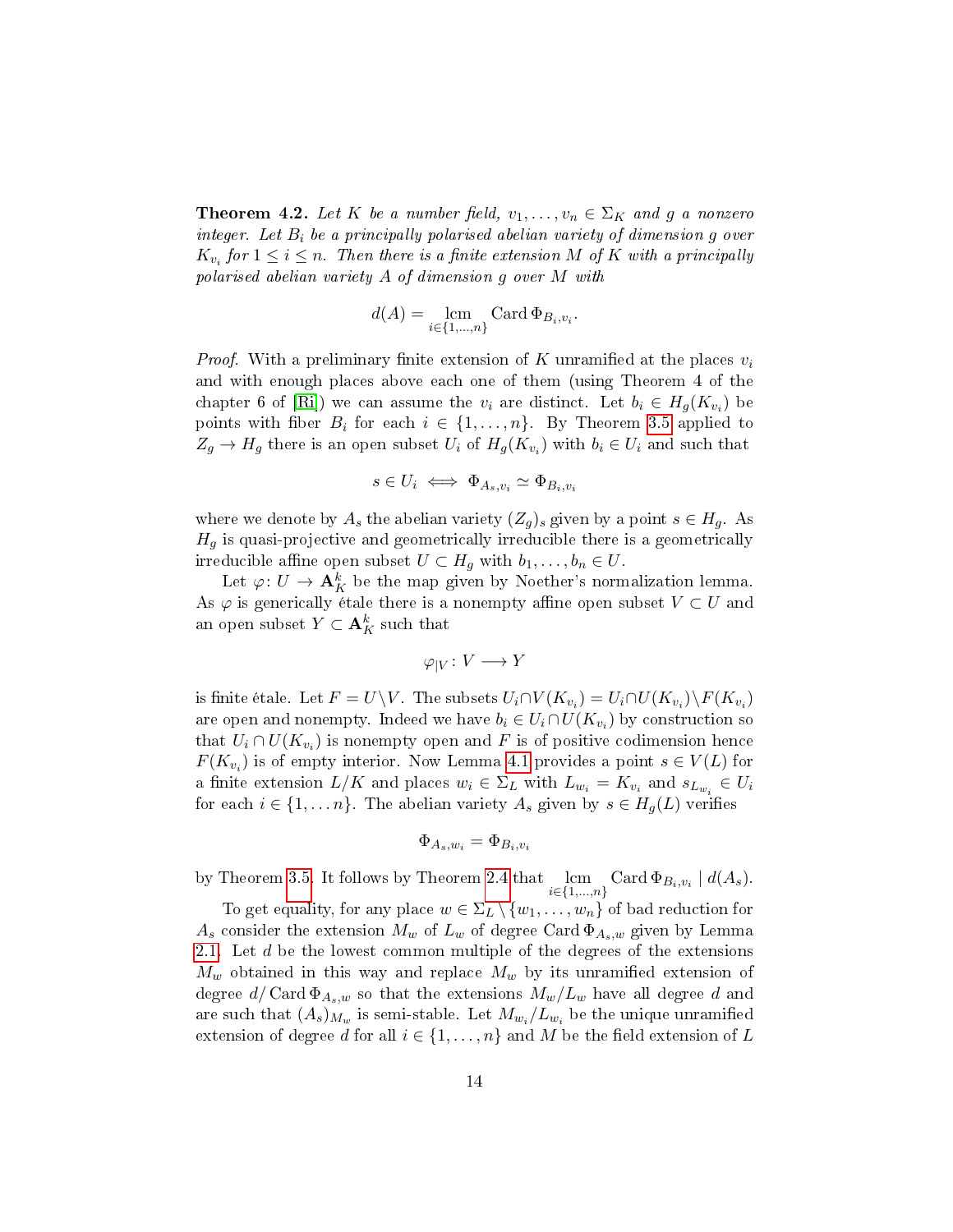**Theorem 4.2.** *Let $K$ be a number field, $v_1, \ldots, v_n \in \Sigma_K$ and $g$ a nonzero integer. Let $B_i$ be a principally polarised abelian variety of dimension $g$ over $K_{v_i}$ for $1 \leq i \leq n$. Then there is a finite extension $M$ of $K$ with a principally polarised abelian variety $A$ of dimension $g$ over $M$ with*

$$d(A) = \operatorname*{lcm}_{i\in\{1,\ldots,n\}} \operatorname{Card} \Phi_{B_i,v_i}.$$

*Proof.* With a preliminary finite extension of $K$ unramified at the places $v_i$ and with enough places above each one of them (using Theorem 4 of the chapter 6 of [Ri]) we can assume the $v_i$ are distinct. Let $b_i \in H_g(K_{v_i})$ be points with fiber $B_i$ for each $i \in \{1, \ldots, n\}$. By Theorem 3.5 applied to $Z_g \to H_g$ there is an open subset $U_i$ of $H_g(K_{v_i})$ with $b_i \in U_i$ and such that

$$s \in U_i \iff \Phi_{A_s,v_i} \simeq \Phi_{B_i,v_i}$$

where we denote by $A_s$ the abelian variety $(Z_g)_s$ given by a point $s \in H_g$. As $H_g$ is quasi-projective and geometrically irreducible there is a geometrically irreducible affine open subset $U \subset H_g$ with $b_1, \ldots, b_n \in U$.

Let $\varphi \colon U \to \mathbf{A}^k_K$ be the map given by Noether's normalization lemma. As $\varphi$ is generically étale there is a nonempty affine open subset $V \subset U$ and an open subset $Y \subset \mathbf{A}^k_K$ such that

$$\varphi_{|V} \colon V \longrightarrow Y$$

is finite étale. Let $F = U \setminus V$. The subsets $U_i \cap V(K_{v_i}) = U_i \cap U(K_{v_i}) \setminus F(K_{v_i})$ are open and nonempty. Indeed we have $b_i \in U_i \cap U(K_{v_i})$ by construction so that $U_i \cap U(K_{v_i})$ is nonempty open and $F$ is of positive codimension hence $F(K_{v_i})$ is of empty interior. Now Lemma 4.1 provides a point $s \in V(L)$ for a finite extension $L/K$ and places $w_i \in \Sigma_L$ with $L_{w_i} = K_{v_i}$ and $s_{L_{w_i}} \in U_i$ for each $i \in \{1, \ldots n\}$. The abelian variety $A_s$ given by $s \in H_g(L)$ verifies

$$\Phi_{A_s,w_i} = \Phi_{B_i,v_i}$$

by Theorem 3.5. It follows by Theorem 2.4 that $\operatorname*{lcm}_{i\in\{1,\ldots,n\}} \operatorname{Card} \Phi_{B_i,v_i} \mid d(A_s)$.

To get equality, for any place $w \in \Sigma_L \setminus \{w_1, \ldots, w_n\}$ of bad reduction for $A_s$ consider the extension $M_w$ of $L_w$ of degree $\operatorname{Card} \Phi_{A_s,w}$ given by Lemma 2.1. Let $d$ be the lowest common multiple of the degrees of the extensions $M_w$ obtained in this way and replace $M_w$ by its unramified extension of degree $d / \operatorname{Card} \Phi_{A_s,w}$ so that the extensions $M_w/L_w$ have all degree $d$ and are such that $(A_s)_{M_w}$ is semi-stable. Let $M_{w_i}/L_{w_i}$ be the unique unramified extension of degree $d$ for all $i \in \{1, \ldots, n\}$ and $M$ be the field extension of $L$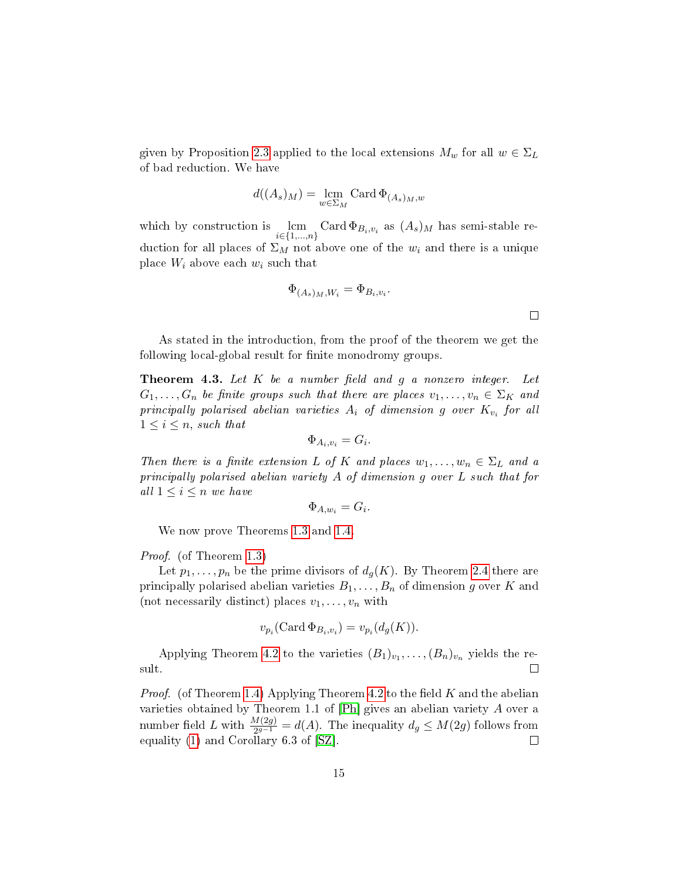given by Proposition 2.3 applied to the local extensions $M_w$ for all $w \in \Sigma_L$ of bad reduction. We have

$$d((A_s)_M) = \underset{w \in \Sigma_M}{\operatorname{lcm}} \operatorname{Card} \Phi_{(A_s)_M, w}$$

which by construction is $\underset{i \in \{1,\ldots,n\}}{\operatorname{lcm}} \operatorname{Card} \Phi_{B_i, v_i}$ as $(A_s)_M$ has semi-stable reduction for all places of $\Sigma_M$ not above one of the $w_i$ and there is a unique place $W_i$ above each $w_i$ such that

$$\Phi_{(A_s)_M, W_i} = \Phi_{B_i, v_i}.$$

$\square$

As stated in the introduction, from the proof of the theorem we get the following local-global result for finite monodromy groups.

**Theorem 4.3.** *Let $K$ be a number field and $g$ a nonzero integer. Let $G_1, \ldots, G_n$ be finite groups such that there are places $v_1, \ldots, v_n \in \Sigma_K$ and principally polarised abelian varieties $A_i$ of dimension $g$ over $K_{v_i}$ for all $1 \leq i \leq n$, such that*

$$\Phi_{A_i, v_i} = G_i.$$

*Then there is a finite extension $L$ of $K$ and places $w_1, \ldots, w_n \in \Sigma_L$ and a principally polarised abelian variety $A$ of dimension $g$ over $L$ such that for all $1 \leq i \leq n$ we have*

$$\Phi_{A, w_i} = G_i.$$

We now prove Theorems 1.3 and 1.4.

*Proof.* (of Theorem 1.3)

Let $p_1, \ldots, p_n$ be the prime divisors of $d_g(K)$. By Theorem 2.4 there are principally polarised abelian varieties $B_1, \ldots, B_n$ of dimension $g$ over $K$ and (not necessarily distinct) places $v_1, \ldots, v_n$ with

$$v_{p_i}(\operatorname{Card} \Phi_{B_i, v_i}) = v_{p_i}(d_g(K)).$$

Applying Theorem 4.2 to the varieties $(B_1)_{v_1}, \ldots, (B_n)_{v_n}$ yields the result. $\square$

*Proof.* (of Theorem 1.4) Applying Theorem 4.2 to the field $K$ and the abelian varieties obtained by Theorem 1.1 of [Ph] gives an abelian variety $A$ over a number field $L$ with $\frac{M(2g)}{2^{g-1}} = d(A)$. The inequality $d_g \leq M(2g)$ follows from equality (1) and Corollary 6.3 of [SZ]. $\square$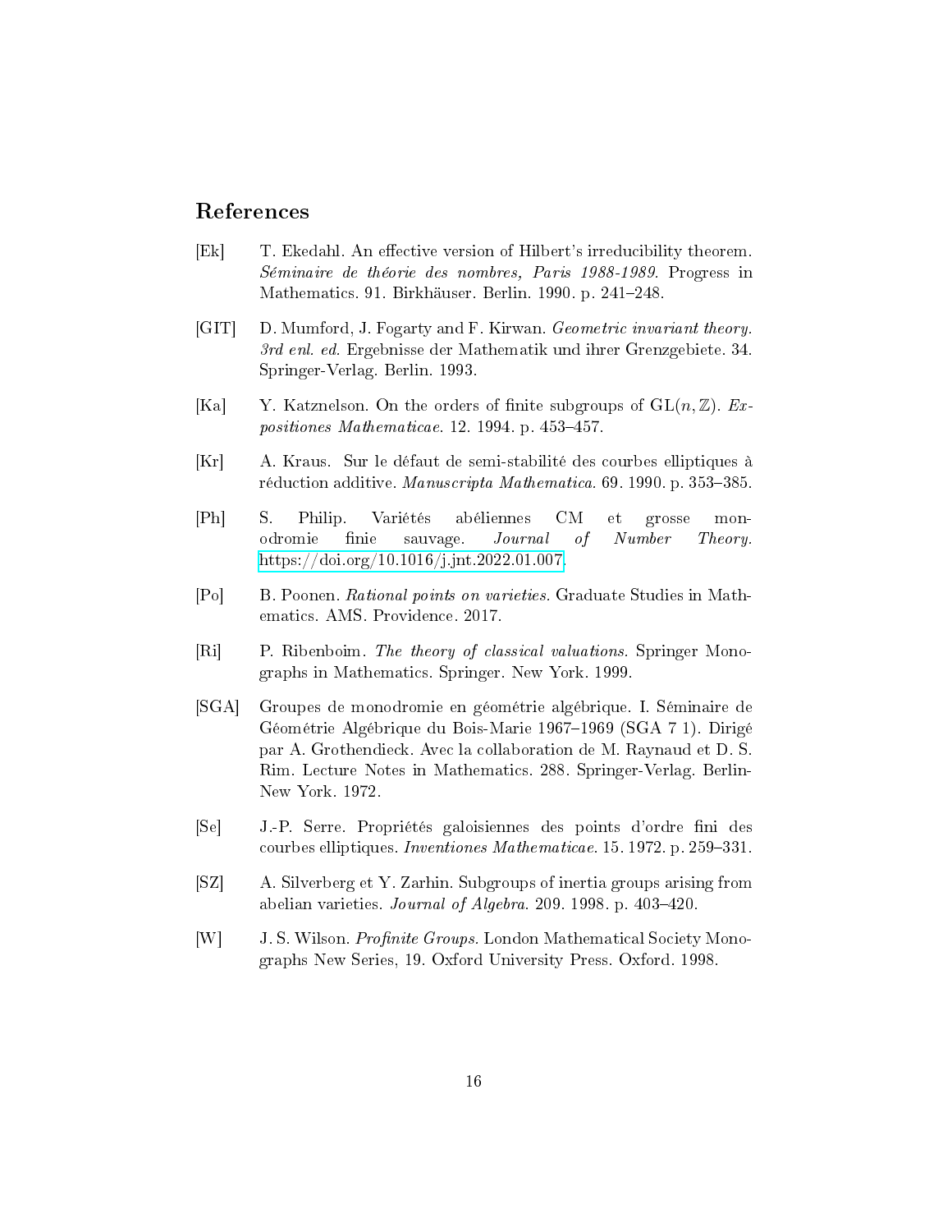## References

[Ek] T. Ekedahl. An effective version of Hilbert's irreducibility theorem. *Séminaire de théorie des nombres, Paris 1988-1989*. Progress in Mathematics. 91. Birkhäuser. Berlin. 1990. p. 241–248.

[GIT] D. Mumford, J. Fogarty and F. Kirwan. *Geometric invariant theory. 3rd enl. ed.* Ergebnisse der Mathematik und ihrer Grenzgebiete. 34. Springer-Verlag. Berlin. 1993.

[Ka] Y. Katznelson. On the orders of finite subgroups of $\mathrm{GL}(n, \mathbb{Z})$. *Expositiones Mathematicae*. 12. 1994. p. 453–457.

[Kr] A. Kraus. Sur le défaut de semi-stabilité des courbes elliptiques à réduction additive. *Manuscripta Mathematica.* 69. 1990. p. 353–385.

[Ph] S. Philip. Variétés abéliennes CM et grosse monodromie finie sauvage. *Journal of Number Theory.* https://doi.org/10.1016/j.jnt.2022.01.007.

[Po] B. Poonen. *Rational points on varieties.* Graduate Studies in Mathematics. AMS. Providence. 2017.

[Ri] P. Ribenboim. *The theory of classical valuations.* Springer Monographs in Mathematics. Springer. New York. 1999.

[SGA] Groupes de monodromie en géométrie algébrique. I. Séminaire de Géométrie Algébrique du Bois-Marie 1967–1969 (SGA 7 1). Dirigé par A. Grothendieck. Avec la collaboration de M. Raynaud et D. S. Rim. Lecture Notes in Mathematics. 288. Springer-Verlag. Berlin-New York. 1972.

[Se] J.-P. Serre. Propriétés galoisiennes des points d'ordre fini des courbes elliptiques. *Inventiones Mathematicae*. 15. 1972. p. 259–331.

[SZ] A. Silverberg et Y. Zarhin. Subgroups of inertia groups arising from abelian varieties. *Journal of Algebra*. 209. 1998. p. 403–420.

[W] J. S. Wilson. *Profinite Groups.* London Mathematical Society Monographs New Series, 19. Oxford University Press. Oxford. 1998.